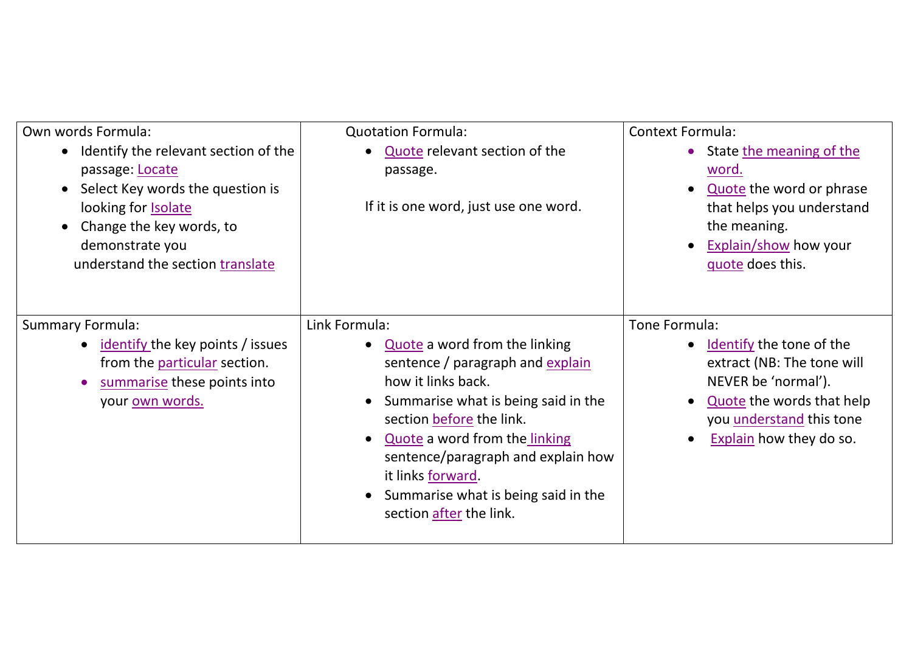| Own words Formula: | Quotation Formula: | Context Formula: |
|---|---|---|
| • Identify the relevant section of the passage: Locate<br>• Select Key words the question is looking for Isolate<br>• Change the key words, to demonstrate you understand the section translate | • Quote relevant section of the passage.<br><br>If it is one word, just use one word. | • State the meaning of the word.<br>• Quote the word or phrase that helps you understand the meaning.<br>• Explain/show how your quote does this. |
| **Summary Formula:** | **Link Formula:** | **Tone Formula:** |
| • identify the key points / issues from the particular section.<br>• summarise these points into your own words. | • Quote a word from the linking sentence / paragraph and explain how it links back.<br>• Summarise what is being said in the section before the link.<br>• Quote a word from the linking sentence/paragraph and explain how it links forward.<br>• Summarise what is being said in the section after the link. | • Identify the tone of the extract (NB: The tone will NEVER be 'normal').<br>• Quote the words that help you understand this tone<br>• Explain how they do so. |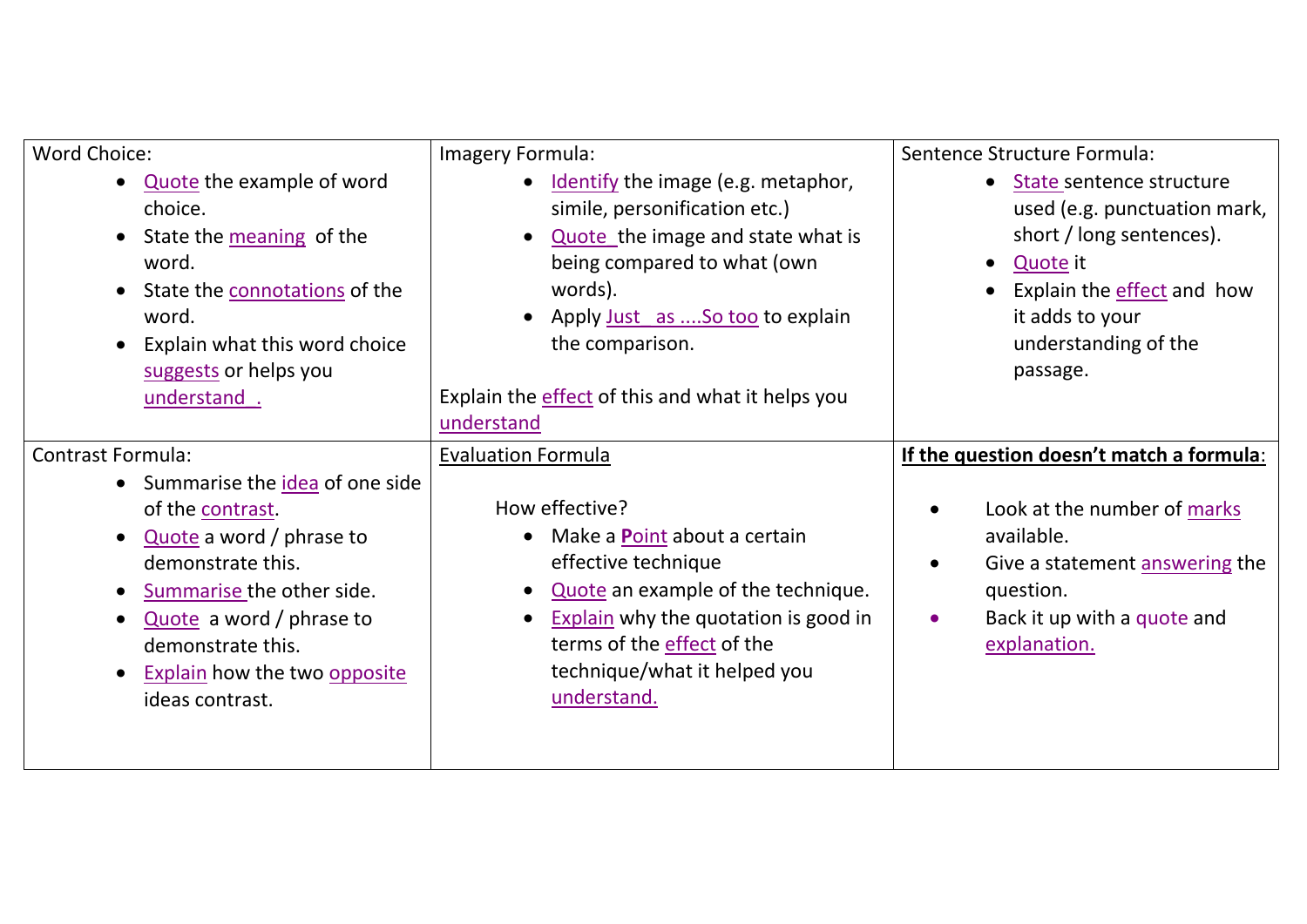| | | |
|---|---|---|
| Word Choice:<br>• Quote the example of word choice.<br>• State the meaning of the word.<br>• State the connotations of the word.<br>• Explain what this word choice suggests or helps you understand . | Imagery Formula:<br>• Identify the image (e.g. metaphor, simile, personification etc.)<br>• Quote the image and state what is being compared to what (own words).<br>• Apply Just as ....So too to explain the comparison.<br><br>Explain the effect of this and what it helps you understand | Sentence Structure Formula:<br>• State sentence structure used (e.g. punctuation mark, short / long sentences).<br>• Quote it<br>• Explain the effect and how it adds to your understanding of the passage. |
| Contrast Formula:<br>• Summarise the idea of one side of the contrast.<br>• Quote a word / phrase to demonstrate this.<br>• Summarise the other side.<br>• Quote a word / phrase to demonstrate this.<br>• Explain how the two opposite ideas contrast. | Evaluation Formula<br><br>How effective?<br>• Make a **P**oint about a certain effective technique<br>• Quote an example of the technique.<br>• Explain why the quotation is good in terms of the effect of the technique/what it helped you understand. | **If the question doesn't match a formula**:<br><br>• Look at the number of marks available.<br>• Give a statement answering the question.<br>• Back it up with a quote and explanation. |